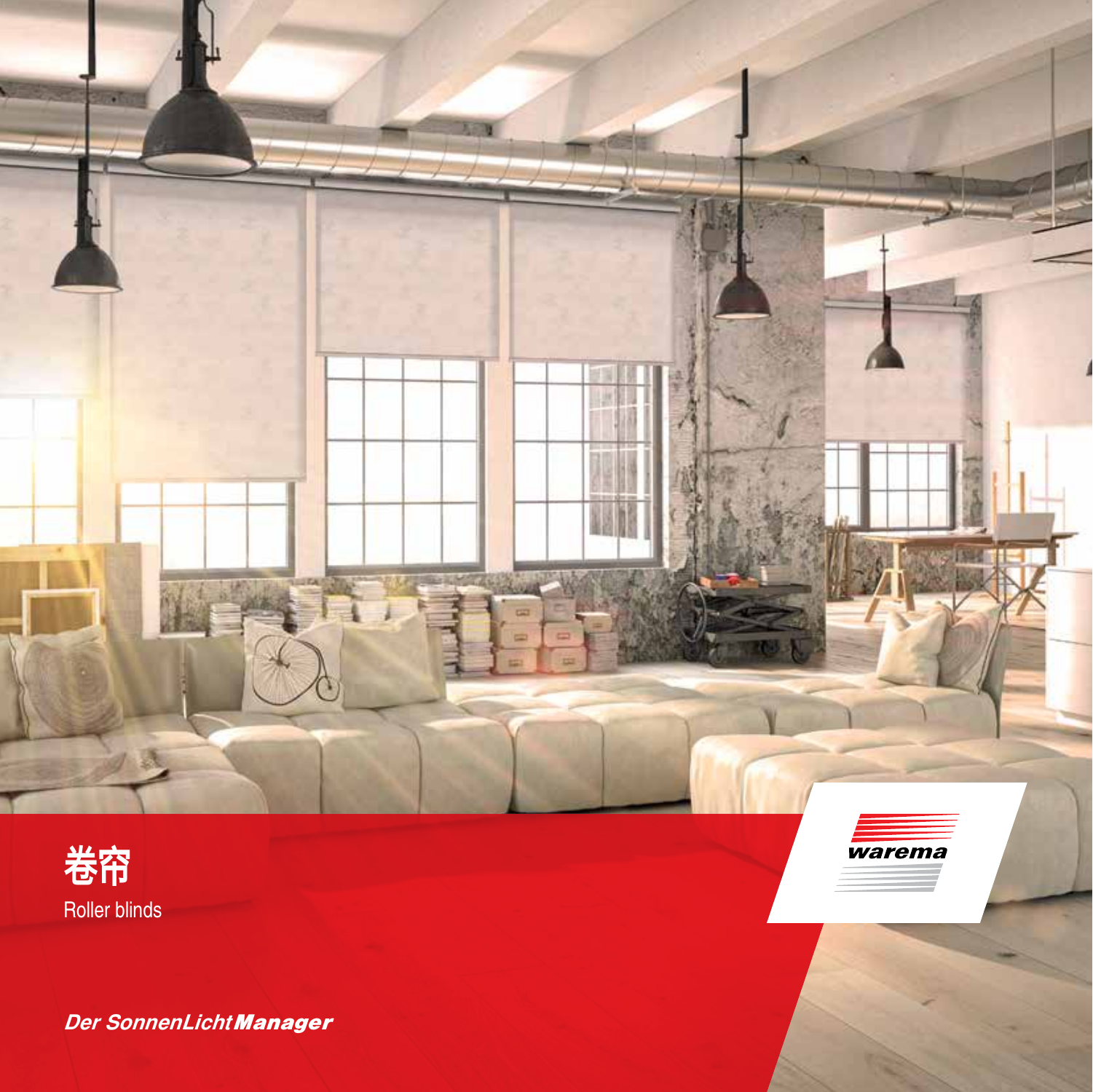# 卷帘

Roller blinds

warema

***Der SonnenLicht Manager***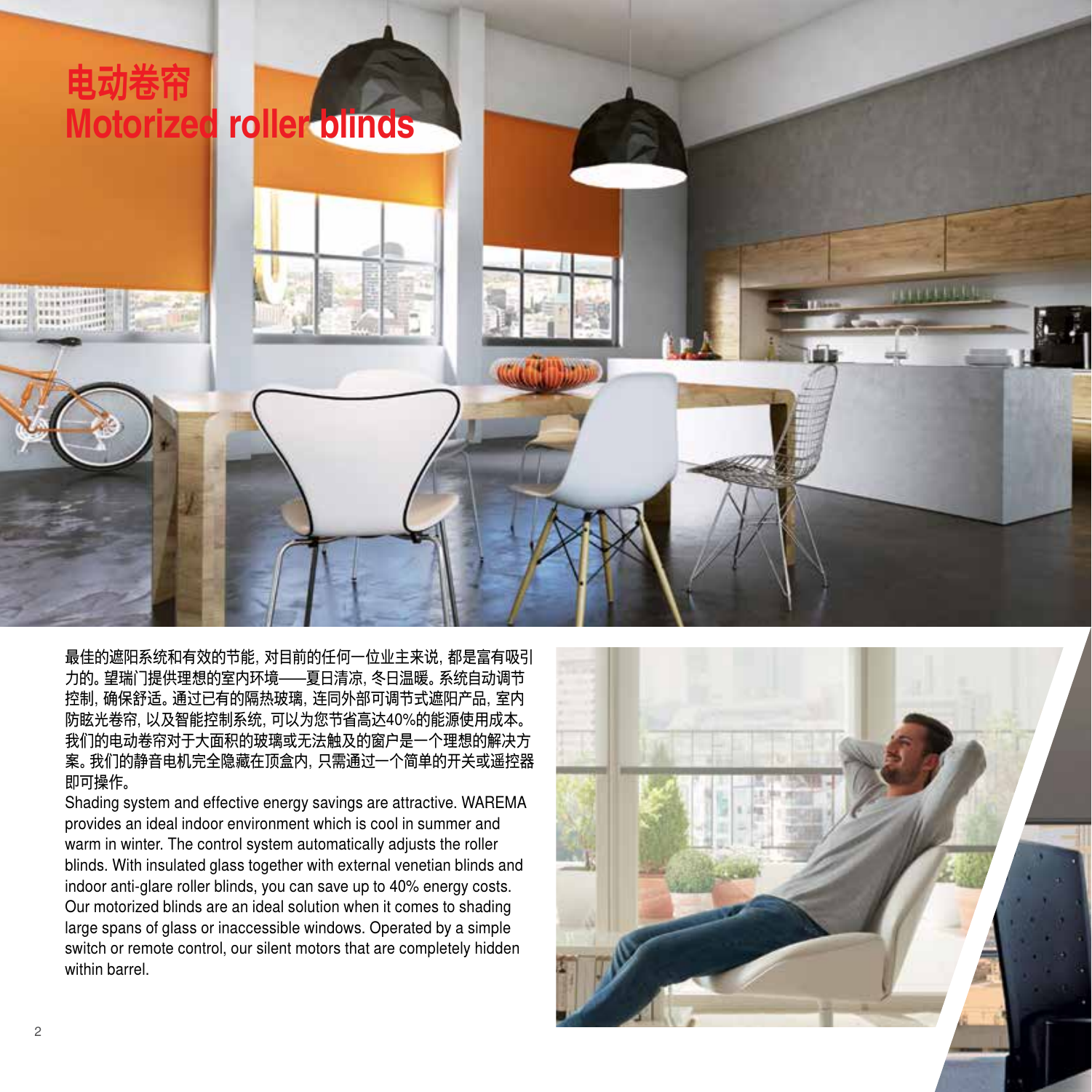# 电动卷帘
# Motorized roller blinds

最佳的遮阳系统和有效的节能，对目前的任何一位业主来说，都是富有吸引力的。望瑞门提供理想的室内环境——夏日清凉，冬日温暖。系统自动调节控制，确保舒适。通过已有的隔热玻璃，连同外部可调节式遮阳产品，室内防眩光卷帘，以及智能控制系统，可以为您节省高达40%的能源使用成本。我们的电动卷帘对于大面积的玻璃或无法触及的窗户是一个理想的解决方案。我们的静音电机完全隐藏在顶盒内，只需通过一个简单的开关或遥控器即可操作。

Shading system and effective energy savings are attractive. WAREMA provides an ideal indoor environment which is cool in summer and warm in winter. The control system automatically adjusts the roller blinds. With insulated glass together with external venetian blinds and indoor anti-glare roller blinds, you can save up to 40% energy costs. Our motorized blinds are an ideal solution when it comes to shading large spans of glass or inaccessible windows. Operated by a simple switch or remote control, our silent motors that are completely hidden within barrel.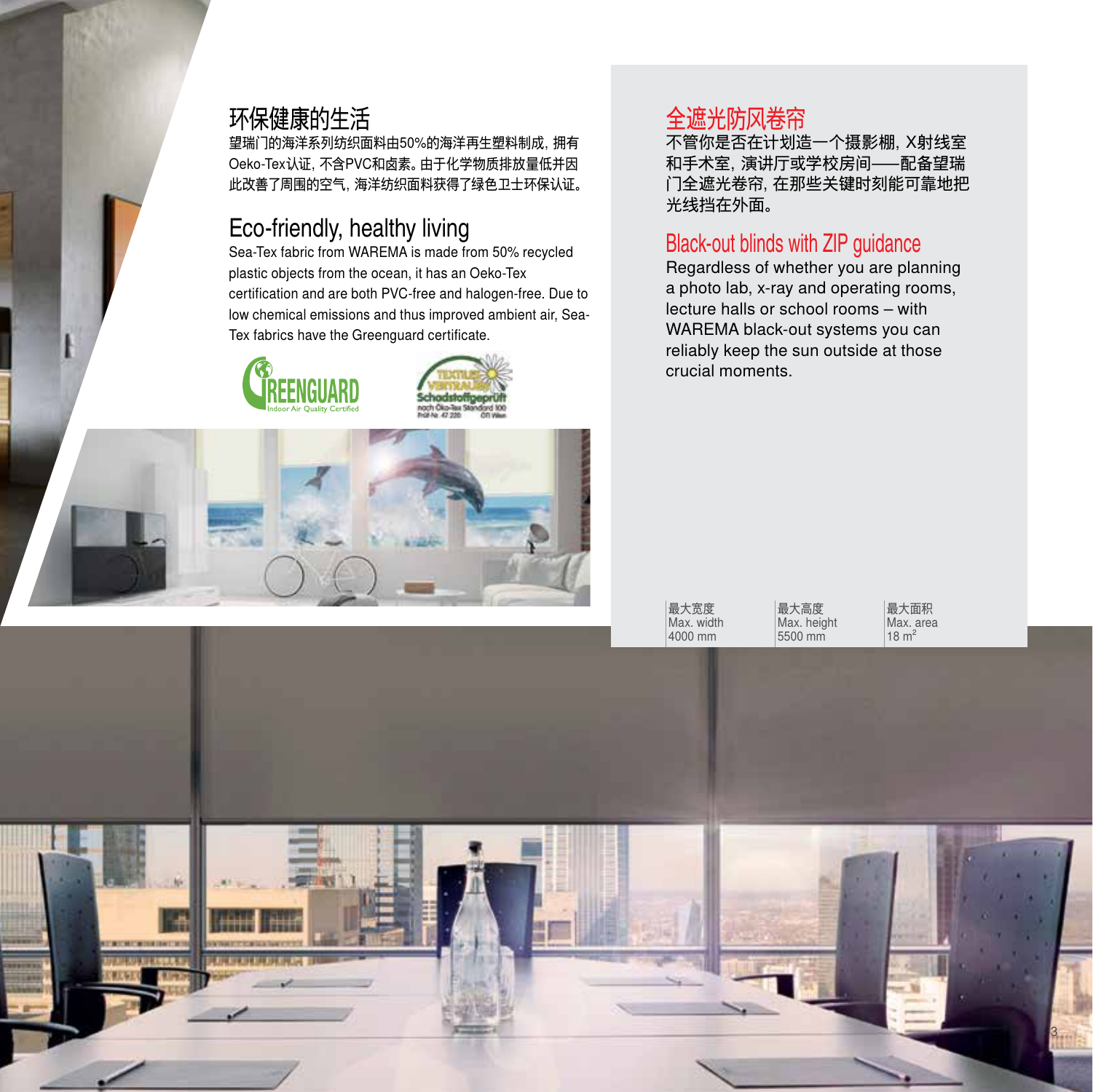## 环保健康的生活

望瑞门的海洋系列纺织面料由50%的海洋再生塑料制成，拥有Oeko-Tex认证，不含PVC和卤素。由于化学物质排放量低并因此改善了周围的空气，海洋纺织面料获得了绿色卫士环保认证。

## Eco-friendly, healthy living

Sea-Tex fabric from WAREMA is made from 50% recycled plastic objects from the ocean, it has an Oeko-Tex certification and are both PVC-free and halogen-free. Due to low chemical emissions and thus improved ambient air, Sea-Tex fabrics have the Greenguard certificate.

## 全遮光防风卷帘

不管你是否在计划造一个摄影棚，X射线室和手术室，演讲厅或学校房间——配备望瑞门全遮光卷帘，在那些关键时刻能可靠地把光线挡在外面。

## Black-out blinds with ZIP guidance

Regardless of whether you are planning a photo lab, x-ray and operating rooms, lecture halls or school rooms – with WAREMA black-out systems you can reliably keep the sun outside at those crucial moments.

| 最大宽度 Max. width | 最大高度 Max. height | 最大面积 Max. area |
|---|---|---|
| 4000 mm | 5500 mm | 18 $m^2$ |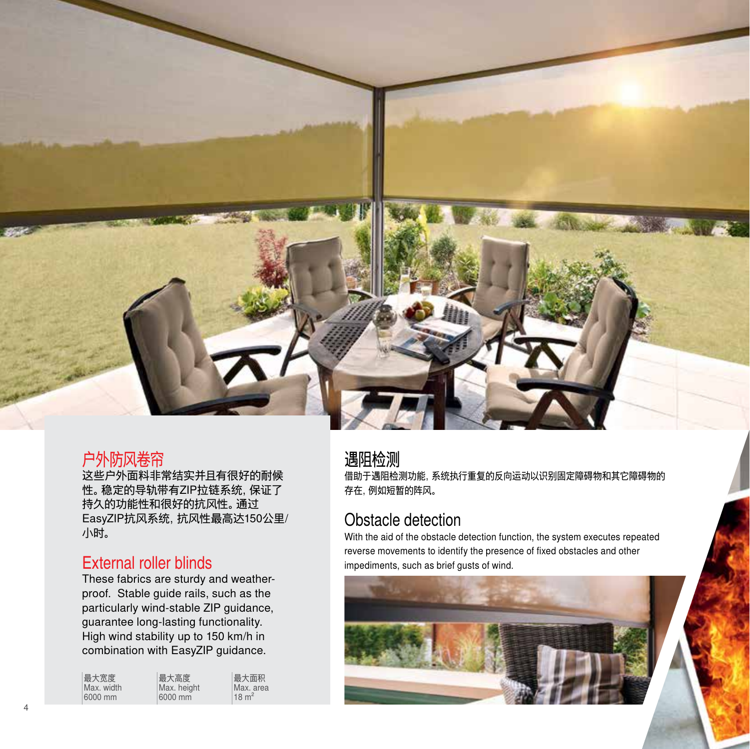## 户外防风卷帘

这些户外面料非常结实并且有很好的耐候性。稳定的导轨带有ZIP拉链系统，保证了持久的功能性和很好的抗风性。通过EasyZIP抗风系统，抗风性最高达150公里/小时。

## External roller blinds

These fabrics are sturdy and weather-proof. Stable guide rails, such as the particularly wind-stable ZIP guidance, guarantee long-lasting functionality. High wind stability up to 150 km/h in combination with EasyZIP guidance.

| 最大宽度<br>Max. width | 最大高度<br>Max. height | 最大面积<br>Max. area |
|---|---|---|
| 6000 mm | 6000 mm | 18 $m^2$ |

## 遇阻检测

借助于遇阻检测功能，系统执行重复的反向运动以识别固定障碍物和其它障碍物的存在，例如短暂的阵风。

## Obstacle detection

With the aid of the obstacle detection function, the system executes repeated reverse movements to identify the presence of fixed obstacles and other impediments, such as brief gusts of wind.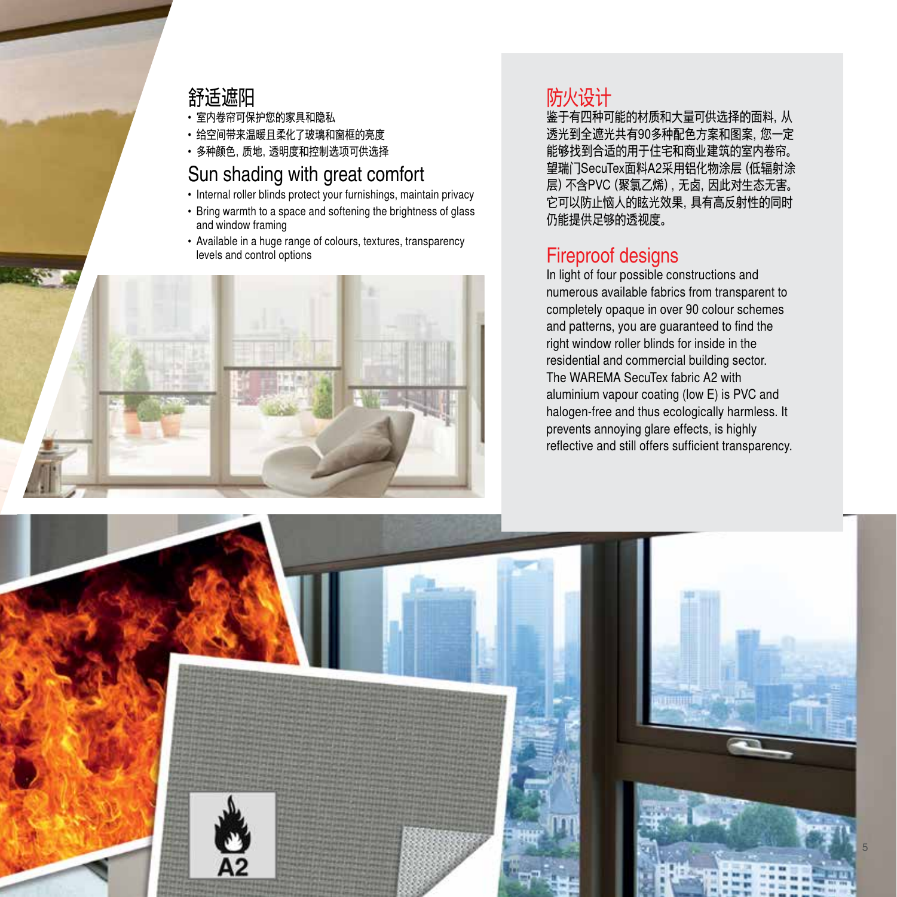## 舒适遮阳

- 室内卷帘可保护您的家具和隐私
- 给空间带来温暖且柔化了玻璃和窗框的亮度
- 多种颜色，质地，透明度和控制选项可供选择

## Sun shading with great comfort

- Internal roller blinds protect your furnishings, maintain privacy
- Bring warmth to a space and softening the brightness of glass and window framing
- Available in a huge range of colours, textures, transparency levels and control options

## 防火设计

鉴于有四种可能的材质和大量可供选择的面料，从透光到全遮光共有90多种配色方案和图案，您一定能够找到合适的用于住宅和商业建筑的室内卷帘。望瑞门SecuTex面料A2采用铝化物涂层（低辐射涂层）不含PVC（聚氯乙烯），无卤，因此对生态无害。它可以防止恼人的眩光效果，具有高反射性的同时仍能提供足够的透视度。

## Fireproof designs

In light of four possible constructions and numerous available fabrics from transparent to completely opaque in over 90 colour schemes and patterns, you are guaranteed to find the right window roller blinds for inside in the residential and commercial building sector. The WAREMA SecuTex fabric A2 with aluminium vapour coating (low E) is PVC and halogen-free and thus ecologically harmless. It prevents annoying glare effects, is highly reflective and still offers sufficient transparency.

A2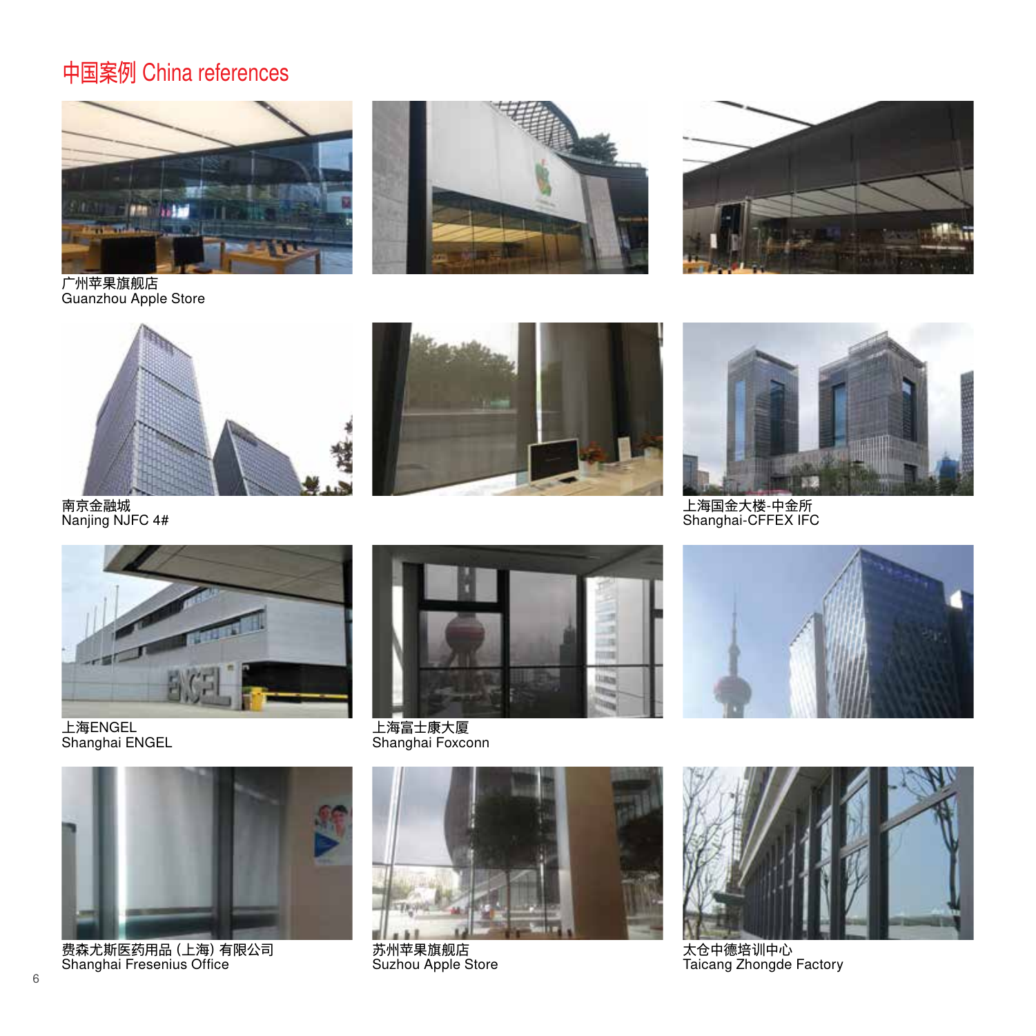# 中国案例 China references

广州苹果旗舰店
Guanzhou Apple Store

南京金融城
Nanjing NJFC 4#

上海国金大楼-中金所
Shanghai-CFFEX IFC

上海ENGEL
Shanghai ENGEL

上海富士康大厦
Shanghai Foxconn

费森尤斯医药用品（上海）有限公司
Shanghai Fresenius Office

苏州苹果旗舰店
Suzhou Apple Store

太仓中德培训中心
Taicang Zhongde Factory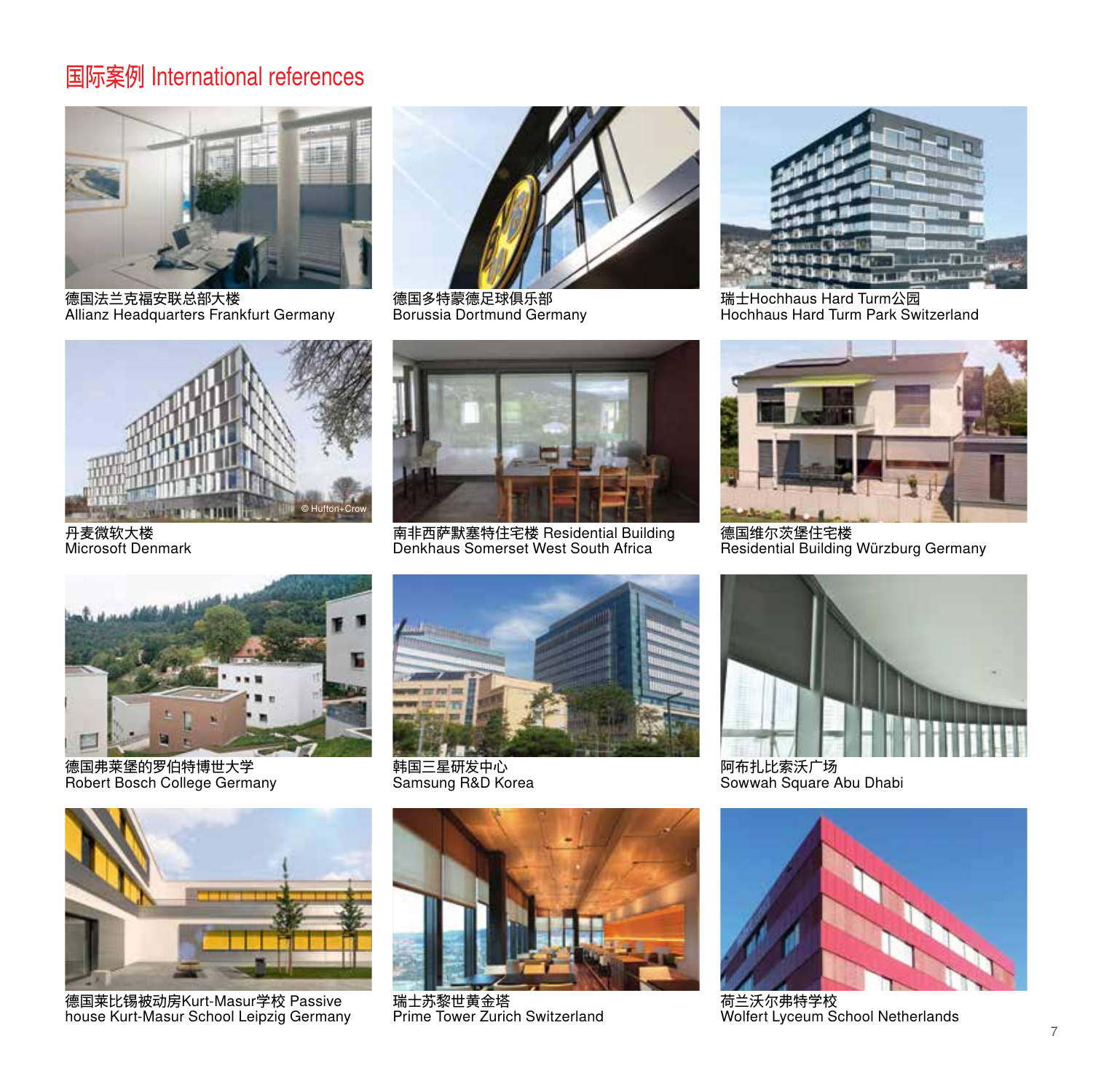# 国际案例 International references

德国法兰克福安联总部大楼
Allianz Headquarters Frankfurt Germany

德国多特蒙德足球俱乐部
Borussia Dortmund Germany

瑞士Hochhaus Hard Turm公园
Hochhaus Hard Turm Park Switzerland

丹麦微软大楼
Microsoft Denmark

南非西萨默塞特住宅楼 Residential Building
Denkhaus Somerset West South Africa

德国维尔茨堡住宅楼
Residential Building Würzburg Germany

德国弗莱堡的罗伯特博世大学
Robert Bosch College Germany

韩国三星研发中心
Samsung R&D Korea

阿布扎比索沃广场
Sowwah Square Abu Dhabi

德国莱比锡被动房Kurt-Masur学校 Passive house Kurt-Masur School Leipzig Germany

瑞士苏黎世黄金塔
Prime Tower Zurich Switzerland

荷兰沃尔弗特学校
Wolfert Lyceum School Netherlands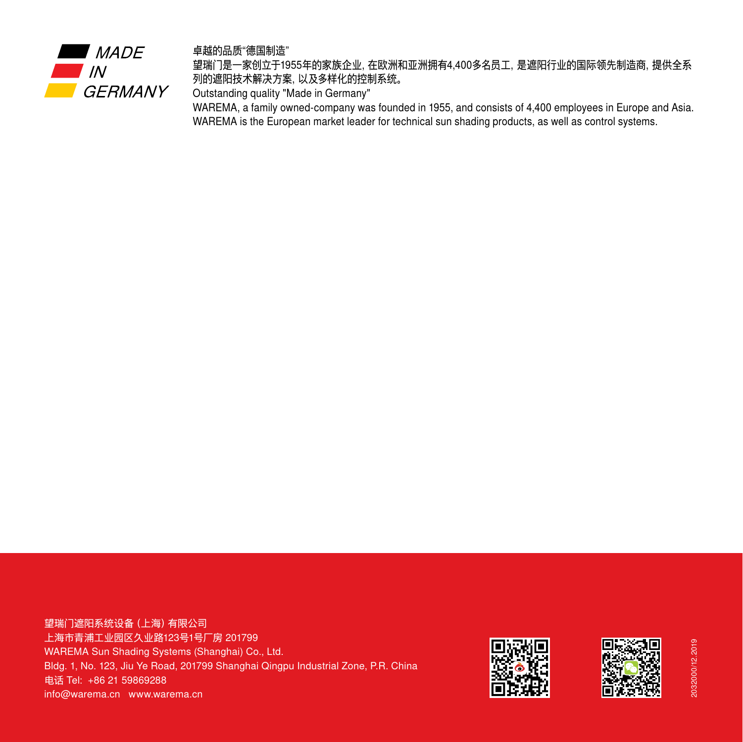MADE
IN
GERMANY

卓越的品质"德国制造"

望瑞门是一家创立于1955年的家族企业, 在欧洲和亚洲拥有4,400多名员工, 是遮阳行业的国际领先制造商, 提供全系列的遮阳技术解决方案, 以及多样化的控制系统。

Outstanding quality "Made in Germany"

WAREMA, a family owned-company was founded in 1955, and consists of 4,400 employees in Europe and Asia. WAREMA is the European market leader for technical sun shading products, as well as control systems.

望瑞门遮阳系统设备 (上海) 有限公司
上海市青浦工业园区久业路123号1号厂房 201799
WAREMA Sun Shading Systems (Shanghai) Co., Ltd.
Bldg. 1, No. 123, Jiu Ye Road, 201799 Shanghai Qingpu Industrial Zone, P.R. China
电话 Tel: +86 21 59869288
info@warema.cn www.warema.cn

2032000/12.2019